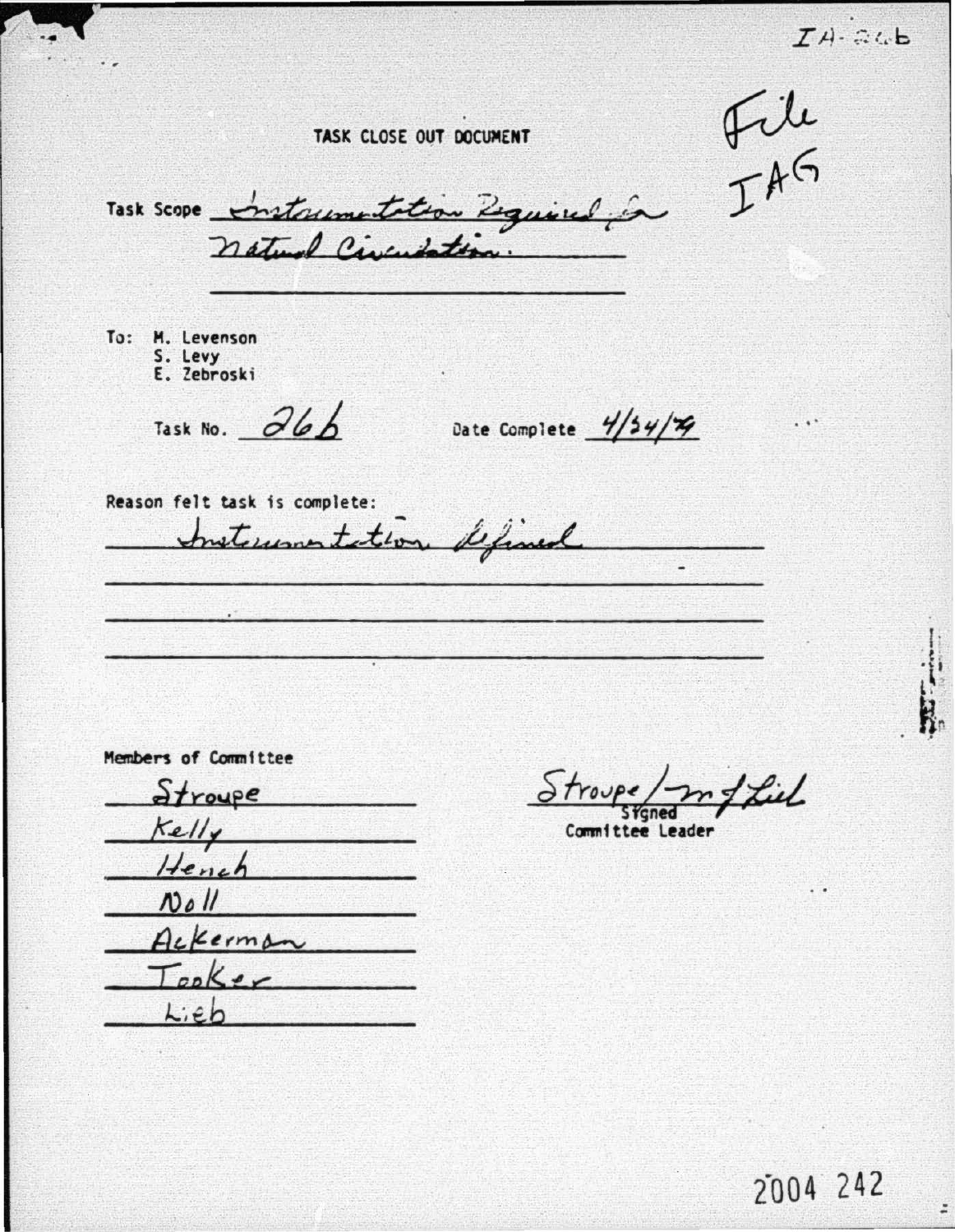IA-26b

File
IAG

# TASK CLOSE OUT DOCUMENT

Task Scope: Instrumentation Required for Natural Circulation.

To: M. Levenson
S. Levy
E. Zebroski

Task No. 26b Date Complete 4/34/79

Reason felt task is complete:

Instrumentation defined

Members of Committee

Stroupe
Kelly
Hench
Noll
Ackerman
Tooker
Lieb

Stroupe / mf Lieb
Signed
Committee Leader

2004 242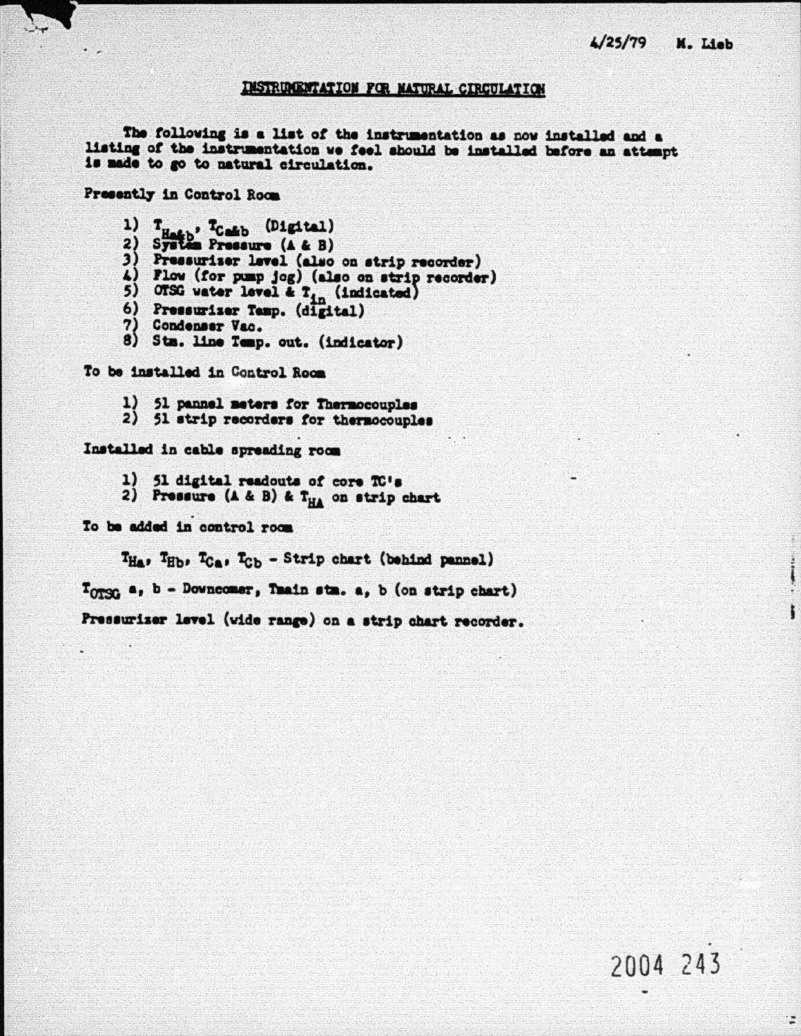4/25/79 M. Lieb

## INSTRUMENTATION FOR NATURAL CIRCULATION

The following is a list of the instrumentation as now installed and a listing of the instrumentation we feel should be installed before an attempt is made to go to natural circulation.

Presently in Control Room

1) $T_{Ha\&b}$, $T_{Ca\&b}$ (Digital)
2) System Pressure (A & B)
3) Pressurizer level (also on strip recorder)
4) Flow (for pump jog) (also on strip recorder)
5) OTSG water level & $T_{in}$ (indicated)
6) Pressurizer Temp. (digital)
7) Condenser Vac.
8) Stm. line Temp. out. (indicator)

To be installed in Control Room

1) 51 pannel meters for Thermocouples
2) 51 strip recorders for thermocouples

Installed in cable spreading room

1) 51 digital readouts of core TC's
2) Pressure (A & B) & $T_{HA}$ on strip chart

To be added in control room

$T_{Ha}$, $T_{Hb}$, $T_{Ca}$, $T_{Cb}$ - Strip chart (behind pannel)

$T_{OTSG}$ a, b - Downcomer, Tmain stm. a, b (on strip chart)

Pressurizer level (wide range) on a strip chart recorder.

2004 243